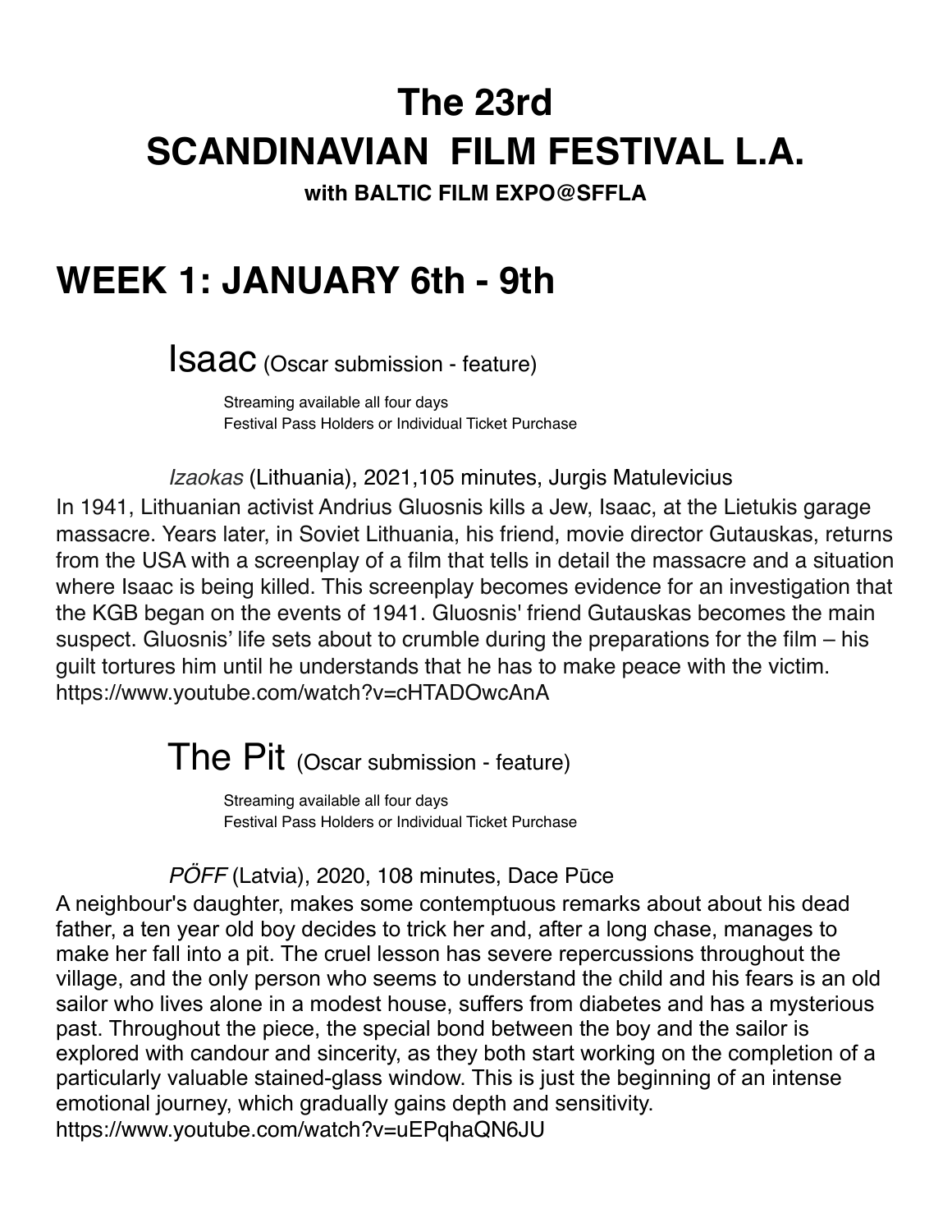# The 23rd SCANDINAVIAN FILM FESTIVAL L.A.

**with BALTIC FILM EXPO@SFFLA**

# WEEK 1: JANUARY 6th - 9th

## Isaac (Oscar submission - feature)

Streaming available all four days
Festival Pass Holders or Individual Ticket Purchase

*Izaokas* (Lithuania), 2021,105 minutes, Jurgis Matulevicius

In 1941, Lithuanian activist Andrius Gluosnis kills a Jew, Isaac, at the Lietukis garage massacre. Years later, in Soviet Lithuania, his friend, movie director Gutauskas, returns from the USA with a screenplay of a film that tells in detail the massacre and a situation where Isaac is being killed. This screenplay becomes evidence for an investigation that the KGB began on the events of 1941. Gluosnis' friend Gutauskas becomes the main suspect. Gluosnis' life sets about to crumble during the preparations for the film – his guilt tortures him until he understands that he has to make peace with the victim.
https://www.youtube.com/watch?v=cHTADOwcAnA

## The Pit (Oscar submission - feature)

Streaming available all four days
Festival Pass Holders or Individual Ticket Purchase

*PÖFF* (Latvia), 2020, 108 minutes, Dace Pūce

A neighbour's daughter, makes some contemptuous remarks about about his dead father, a ten year old boy decides to trick her and, after a long chase, manages to make her fall into a pit. The cruel lesson has severe repercussions throughout the village, and the only person who seems to understand the child and his fears is an old sailor who lives alone in a modest house, suffers from diabetes and has a mysterious past. Throughout the piece, the special bond between the boy and the sailor is explored with candour and sincerity, as they both start working on the completion of a particularly valuable stained-glass window. This is just the beginning of an intense emotional journey, which gradually gains depth and sensitivity.
https://www.youtube.com/watch?v=uEPqhaQN6JU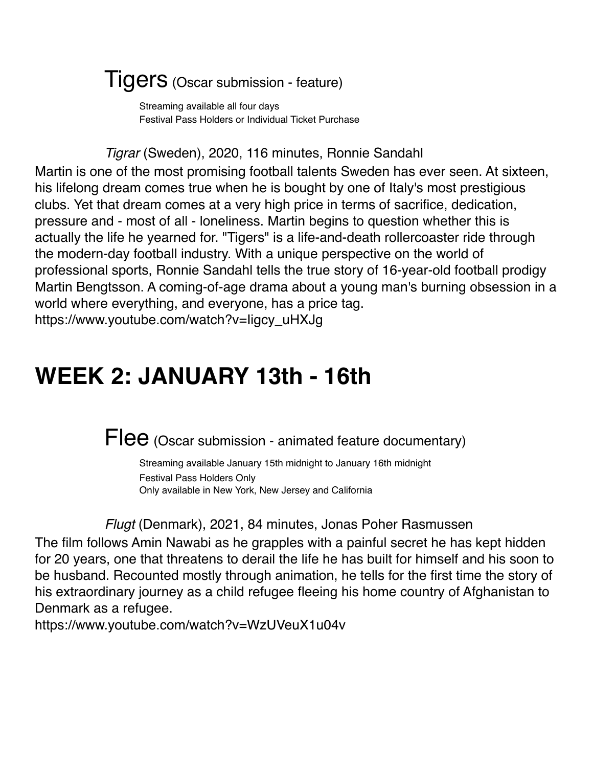## Tigers (Oscar submission - feature)

Streaming available all four days
Festival Pass Holders or Individual Ticket Purchase

*Tigrar* (Sweden), 2020, 116 minutes, Ronnie Sandahl

Martin is one of the most promising football talents Sweden has ever seen. At sixteen, his lifelong dream comes true when he is bought by one of Italy's most prestigious clubs. Yet that dream comes at a very high price in terms of sacrifice, dedication, pressure and - most of all - loneliness. Martin begins to question whether this is actually the life he yearned for. "Tigers" is a life-and-death rollercoaster ride through the modern-day football industry. With a unique perspective on the world of professional sports, Ronnie Sandahl tells the true story of 16-year-old football prodigy Martin Bengtsson. A coming-of-age drama about a young man's burning obsession in a world where everything, and everyone, has a price tag.
https://www.youtube.com/watch?v=Iigcy_uHXJg

# WEEK 2: JANUARY 13th - 16th

## Flee (Oscar submission - animated feature documentary)

Streaming available January 15th midnight to January 16th midnight
Festival Pass Holders Only
Only available in New York, New Jersey and California

*Flugt* (Denmark), 2021, 84 minutes, Jonas Poher Rasmussen

The film follows Amin Nawabi as he grapples with a painful secret he has kept hidden for 20 years, one that threatens to derail the life he has built for himself and his soon to be husband. Recounted mostly through animation, he tells for the first time the story of his extraordinary journey as a child refugee fleeing his home country of Afghanistan to Denmark as a refugee.
https://www.youtube.com/watch?v=WzUVeuX1u04v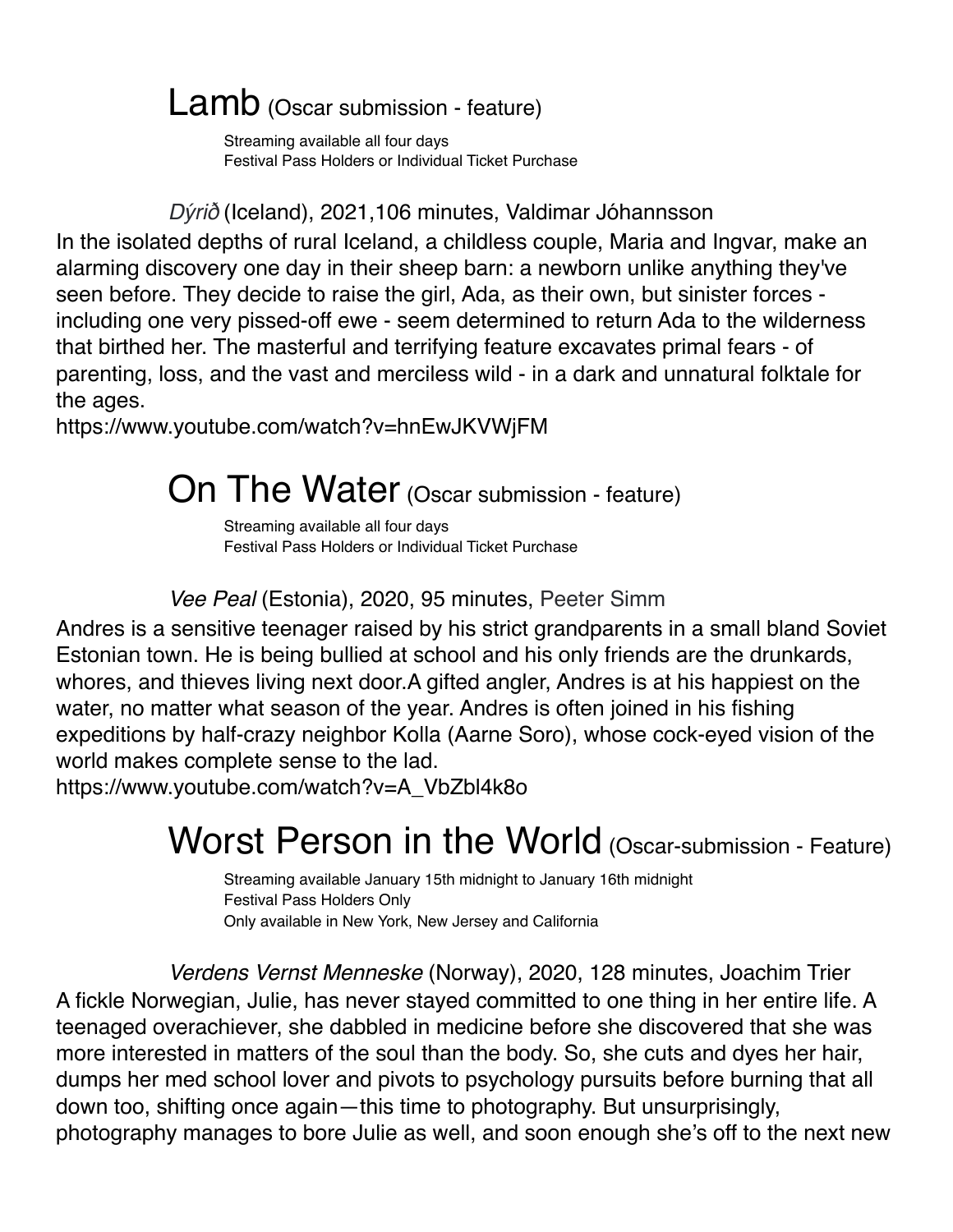# Lamb (Oscar submission - feature)

Streaming available all four days
Festival Pass Holders or Individual Ticket Purchase

*Dýrið* (Iceland), 2021,106 minutes, Valdimar Jóhannsson

In the isolated depths of rural Iceland, a childless couple, Maria and Ingvar, make an alarming discovery one day in their sheep barn: a newborn unlike anything they've seen before. They decide to raise the girl, Ada, as their own, but sinister forces - including one very pissed-off ewe - seem determined to return Ada to the wilderness that birthed her. The masterful and terrifying feature excavates primal fears - of parenting, loss, and the vast and merciless wild - in a dark and unnatural folktale for the ages.

https://www.youtube.com/watch?v=hnEwJKVWjFM

# On The Water (Oscar submission - feature)

Streaming available all four days
Festival Pass Holders or Individual Ticket Purchase

*Vee Peal* (Estonia), 2020, 95 minutes, Peeter Simm

Andres is a sensitive teenager raised by his strict grandparents in a small bland Soviet Estonian town. He is being bullied at school and his only friends are the drunkards, whores, and thieves living next door.A gifted angler, Andres is at his happiest on the water, no matter what season of the year. Andres is often joined in his fishing expeditions by half-crazy neighbor Kolla (Aarne Soro), whose cock-eyed vision of the world makes complete sense to the lad.

https://www.youtube.com/watch?v=A_VbZbl4k8o

# Worst Person in the World (Oscar-submission - Feature)

Streaming available January 15th midnight to January 16th midnight
Festival Pass Holders Only
Only available in New York, New Jersey and California

*Verdens Vernst Menneske* (Norway), 2020, 128 minutes, Joachim Trier

A fickle Norwegian, Julie, has never stayed committed to one thing in her entire life. A teenaged overachiever, she dabbled in medicine before she discovered that she was more interested in matters of the soul than the body. So, she cuts and dyes her hair, dumps her med school lover and pivots to psychology pursuits before burning that all down too, shifting once again—this time to photography. But unsurprisingly, photography manages to bore Julie as well, and soon enough she's off to the next new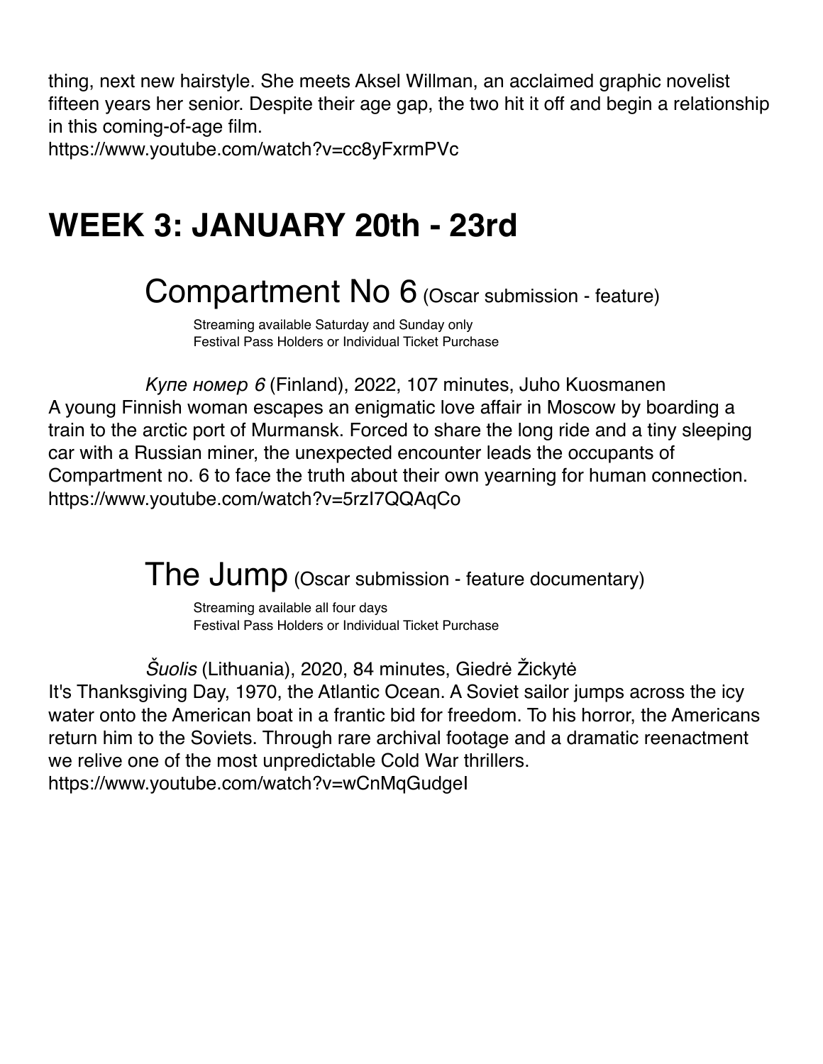thing, next new hairstyle. She meets Aksel Willman, an acclaimed graphic novelist fifteen years her senior. Despite their age gap, the two hit it off and begin a relationship in this coming-of-age film.
https://www.youtube.com/watch?v=cc8yFxrmPVc

# WEEK 3: JANUARY 20th - 23rd

## Compartment No 6 (Oscar submission - feature)

Streaming available Saturday and Sunday only
Festival Pass Holders or Individual Ticket Purchase

*Купе номер 6* (Finland), 2022, 107 minutes, Juho Kuosmanen
A young Finnish woman escapes an enigmatic love affair in Moscow by boarding a train to the arctic port of Murmansk. Forced to share the long ride and a tiny sleeping car with a Russian miner, the unexpected encounter leads the occupants of Compartment no. 6 to face the truth about their own yearning for human connection.
https://www.youtube.com/watch?v=5rzI7QQAqCo

## The Jump (Oscar submission - feature documentary)

Streaming available all four days
Festival Pass Holders or Individual Ticket Purchase

*Šuolis* (Lithuania), 2020, 84 minutes, Giedrė Žickytė
It's Thanksgiving Day, 1970, the Atlantic Ocean. A Soviet sailor jumps across the icy water onto the American boat in a frantic bid for freedom. To his horror, the Americans return him to the Soviets. Through rare archival footage and a dramatic reenactment we relive one of the most unpredictable Cold War thrillers.
https://www.youtube.com/watch?v=wCnMqGudgeI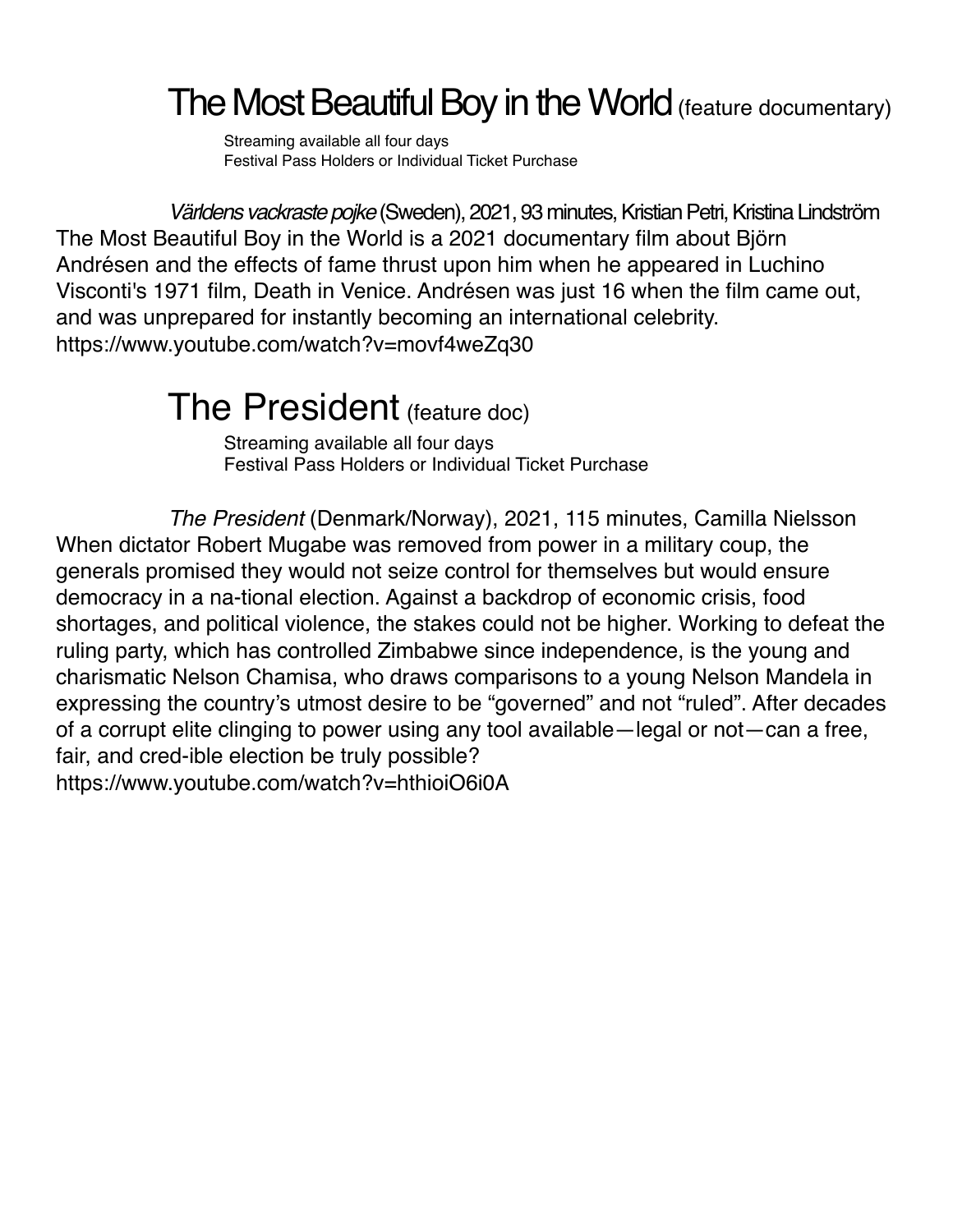## The Most Beautiful Boy in the World (feature documentary)

Streaming available all four days
Festival Pass Holders or Individual Ticket Purchase

*Världens vackraste pojke* (Sweden), 2021, 93 minutes, Kristian Petri, Kristina Lindström
The Most Beautiful Boy in the World is a 2021 documentary film about Björn Andrésen and the effects of fame thrust upon him when he appeared in Luchino Visconti's 1971 film, Death in Venice. Andrésen was just 16 when the film came out, and was unprepared for instantly becoming an international celebrity.
https://www.youtube.com/watch?v=movf4weZq30

## The President (feature doc)

Streaming available all four days
Festival Pass Holders or Individual Ticket Purchase

*The President* (Denmark/Norway), 2021, 115 minutes, Camilla Nielsson
When dictator Robert Mugabe was removed from power in a military coup, the generals promised they would not seize control for themselves but would ensure democracy in a na-tional election. Against a backdrop of economic crisis, food shortages, and political violence, the stakes could not be higher. Working to defeat the ruling party, which has controlled Zimbabwe since independence, is the young and charismatic Nelson Chamisa, who draws comparisons to a young Nelson Mandela in expressing the country's utmost desire to be "governed" and not "ruled". After decades of a corrupt elite clinging to power using any tool available—legal or not—can a free, fair, and cred-ible election be truly possible?
https://www.youtube.com/watch?v=hthioiO6i0A